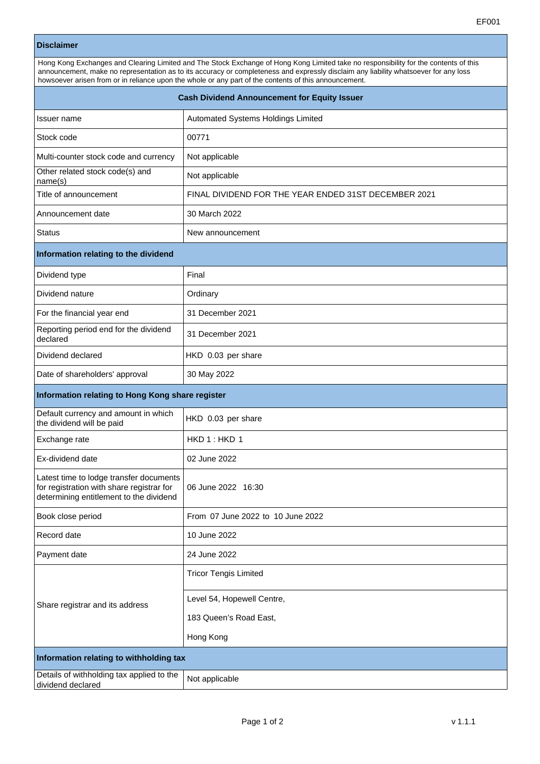EF001

## Disclaimer

Hong Kong Exchanges and Clearing Limited and The Stock Exchange of Hong Kong Limited take no responsibility for the contents of this announcement, make no representation as to its accuracy or completeness and expressly disclaim any liability whatsoever for any loss howsoever arisen from or in reliance upon the whole or any part of the contents of this announcement.

## Cash Dividend Announcement for Equity Issuer

| | |
|---|---|
| Issuer name | Automated Systems Holdings Limited |
| Stock code | 00771 |
| Multi-counter stock code and currency | Not applicable |
| Other related stock code(s) and name(s) | Not applicable |
| Title of announcement | FINAL DIVIDEND FOR THE YEAR ENDED 31ST DECEMBER 2021 |
| Announcement date | 30 March 2022 |
| Status | New announcement |

### Information relating to the dividend

| | |
|---|---|
| Dividend type | Final |
| Dividend nature | Ordinary |
| For the financial year end | 31 December 2021 |
| Reporting period end for the dividend declared | 31 December 2021 |
| Dividend declared | HKD 0.03 per share |
| Date of shareholders' approval | 30 May 2022 |

### Information relating to Hong Kong share register

| | |
|---|---|
| Default currency and amount in which the dividend will be paid | HKD 0.03 per share |
| Exchange rate | HKD 1 : HKD 1 |
| Ex-dividend date | 02 June 2022 |
| Latest time to lodge transfer documents for registration with share registrar for determining entitlement to the dividend | 06 June 2022 16:30 |
| Book close period | From 07 June 2022 to 10 June 2022 |
| Record date | 10 June 2022 |
| Payment date | 24 June 2022 |
| Share registrar and its address | Tricor Tengis Limited<br>Level 54, Hopewell Centre,<br>183 Queen's Road East,<br>Hong Kong |

### Information relating to withholding tax

| | |
|---|---|
| Details of withholding tax applied to the dividend declared | Not applicable |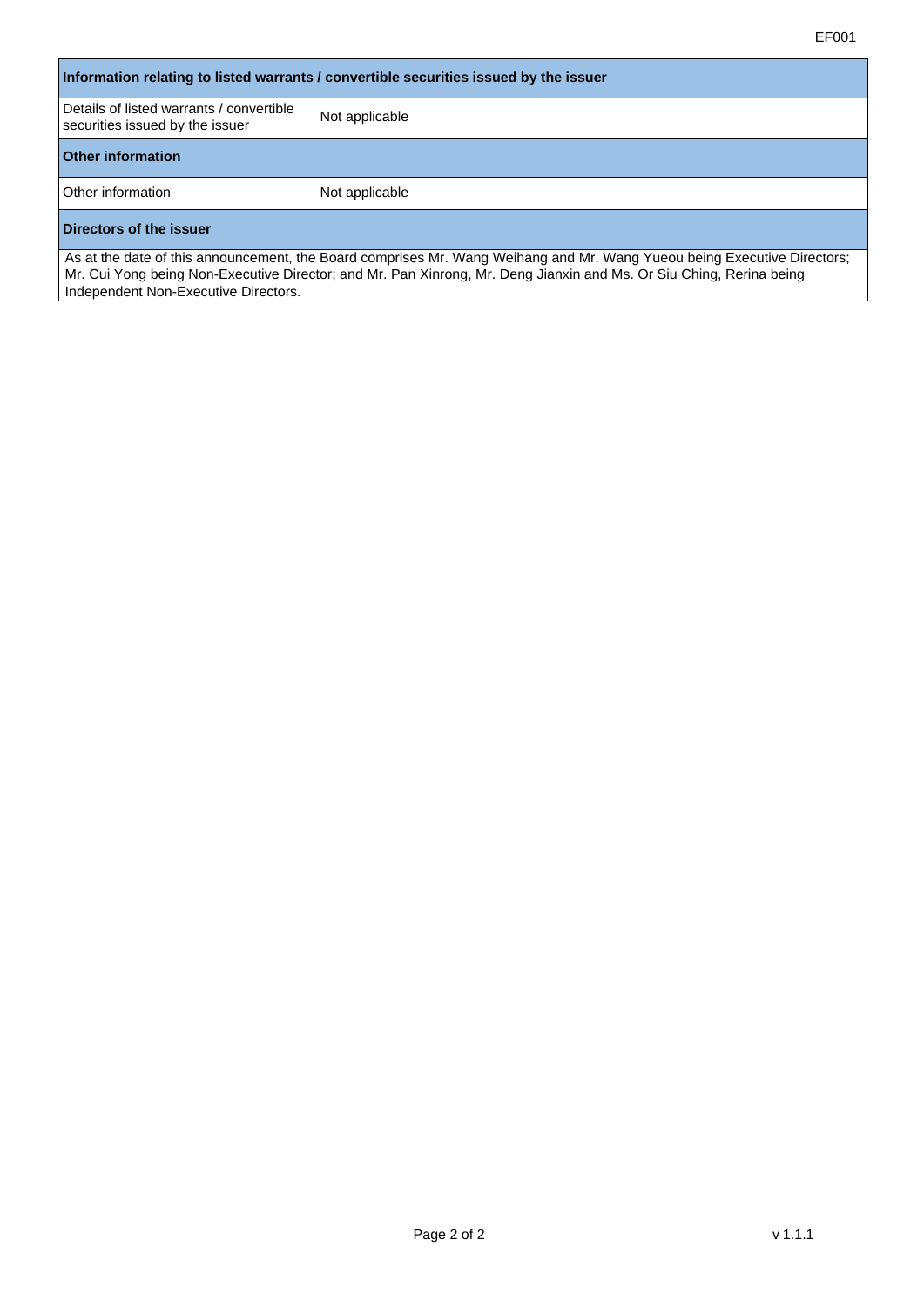| Information relating to listed warrants / convertible securities issued by the issuer | |
|---|---|
| Details of listed warrants / convertible securities issued by the issuer | Not applicable |

| Other information | |
|---|---|
| Other information | Not applicable |

**Directors of the issuer**

As at the date of this announcement, the Board comprises Mr. Wang Weihang and Mr. Wang Yueou being Executive Directors; Mr. Cui Yong being Non-Executive Director; and Mr. Pan Xinrong, Mr. Deng Jianxin and Ms. Or Siu Ching, Rerina being Independent Non-Executive Directors.